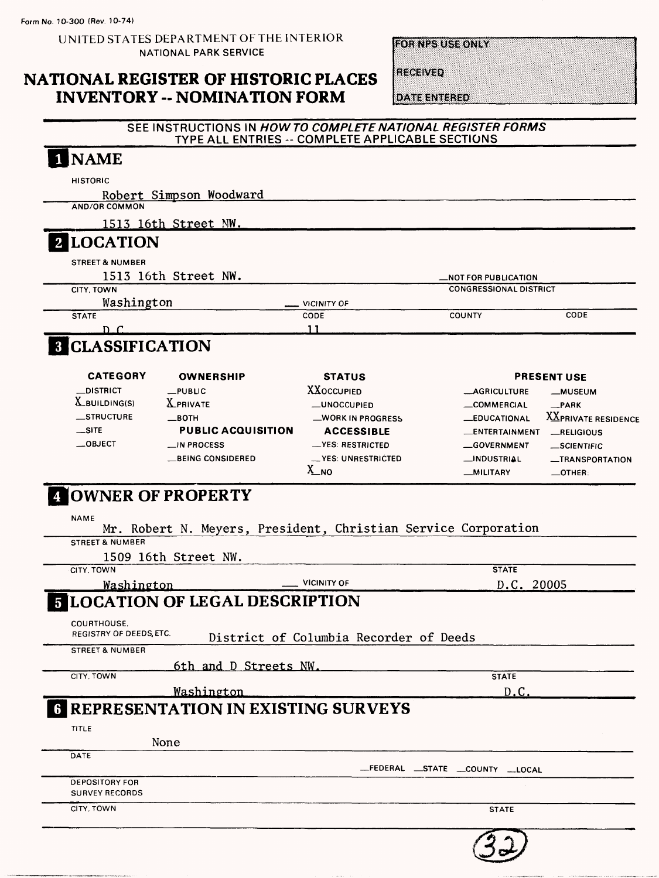Form No. 10-300 (Rev. 10-74)

UNITED STATES DEPARTMENT OF THE INTERIOR
NATIONAL PARK SERVICE

# NATIONAL REGISTER OF HISTORIC PLACES INVENTORY -- NOMINATION FORM

| FOR NPS USE ONLY |
|---|
| RECEIVED |
| DATE ENTERED |

SEE INSTRUCTIONS IN *HOW TO COMPLETE NATIONAL REGISTER FORMS*
TYPE ALL ENTRIES -- COMPLETE APPLICABLE SECTIONS

## 1 NAME

HISTORIC
Robert Simpson Woodward

AND/OR COMMON
1513 16th Street NW.

## 2 LOCATION

STREET & NUMBER
1513 16th Street NW.

__NOT FOR PUBLICATION

CITY, TOWN
Washington

__ VICINITY OF

CONGRESSIONAL DISTRICT

| STATE | CODE | COUNTY | CODE |
|---|---|---|---|
| D.C. | 11 | | |

## 3 CLASSIFICATION

| CATEGORY | OWNERSHIP | STATUS | PRESENT USE | |
|---|---|---|---|---|
| __DISTRICT | __PUBLIC | XXOCCUPIED | __AGRICULTURE | __MUSEUM |
| X BUILDING(S) | X PRIVATE | __UNOCCUPIED | __COMMERCIAL | __PARK |
| __STRUCTURE | __BOTH | __WORK IN PROGRESS | __EDUCATIONAL | XX PRIVATE RESIDENCE |
| __SITE | **PUBLIC ACQUISITION** | **ACCESSIBLE** | __ENTERTAINMENT | __RELIGIOUS |
| __OBJECT | __IN PROCESS | __YES: RESTRICTED | __GOVERNMENT | __SCIENTIFIC |
| | __BEING CONSIDERED | __YES: UNRESTRICTED | __INDUSTRIAL | __TRANSPORTATION |
| | | X NO | __MILITARY | __OTHER: |

## 4 OWNER OF PROPERTY

NAME
Mr. Robert N. Meyers, President, Christian Service Corporation

STREET & NUMBER
1509 16th Street NW.

CITY, TOWN
Washington

__ VICINITY OF

STATE
D.C. 20005

## 5 LOCATION OF LEGAL DESCRIPTION

COURTHOUSE, REGISTRY OF DEEDS, ETC.
District of Columbia Recorder of Deeds

STREET & NUMBER
6th and D Streets NW.

CITY, TOWN
Washington

STATE
D.C.

## 6 REPRESENTATION IN EXISTING SURVEYS

TITLE
None

DATE

__FEDERAL __STATE __COUNTY __LOCAL

DEPOSITORY FOR SURVEY RECORDS

CITY, TOWN

STATE

(32)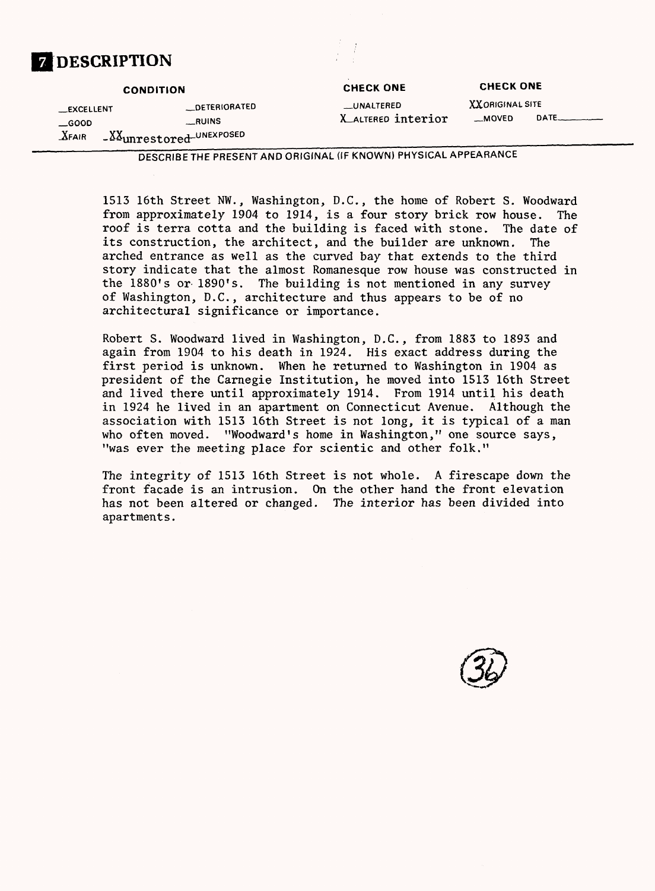# 7 DESCRIPTION

| CONDITION | | CHECK ONE | CHECK ONE |
|---|---|---|---|
| __EXCELLENT | __DETERIORATED | __UNALTERED | XXORIGINAL SITE |
| __GOOD | __RUINS | X_ALTERED interior | __MOVED DATE______ |
| X FAIR | XX unrestored ~~UNEXPOSED~~ | | |

DESCRIBE THE PRESENT AND ORIGINAL (IF KNOWN) PHYSICAL APPEARANCE

1513 16th Street NW., Washington, D.C., the home of Robert S. Woodward from approximately 1904 to 1914, is a four story brick row house. The roof is terra cotta and the building is faced with stone. The date of its construction, the architect, and the builder are unknown. The arched entrance as well as the curved bay that extends to the third story indicate that the almost Romanesque row house was constructed in the 1880's or 1890's. The building is not mentioned in any survey of Washington, D.C., architecture and thus appears to be of no architectural significance or importance.

Robert S. Woodward lived in Washington, D.C., from 1883 to 1893 and again from 1904 to his death in 1924. His exact address during the first period is unknown. When he returned to Washington in 1904 as president of the Carnegie Institution, he moved into 1513 16th Street and lived there until approximately 1914. From 1914 until his death in 1924 he lived in an apartment on Connecticut Avenue. Although the association with 1513 16th Street is not long, it is typical of a man who often moved. "Woodward's home in Washington," one source says, "was ever the meeting place for scientic and other folk."

The integrity of 1513 16th Street is not whole. A firescape down the front facade is an intrusion. On the other hand the front elevation has not been altered or changed. The interior has been divided into apartments.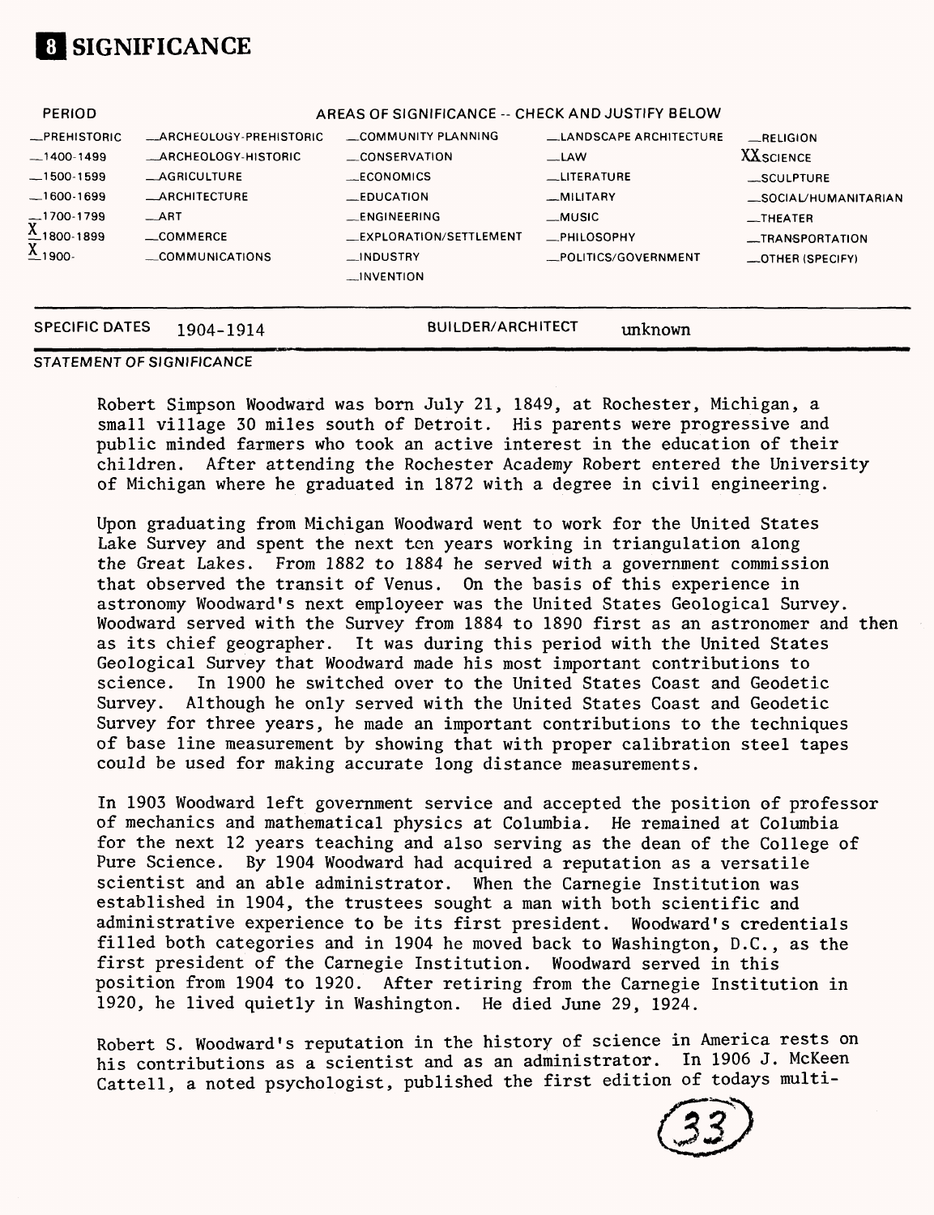# 8 SIGNIFICANCE

| PERIOD | AREAS OF SIGNIFICANCE -- CHECK AND JUSTIFY BELOW | | | |
|---|---|---|---|---|
| _PREHISTORIC | _ARCHEOLOGY-PREHISTORIC | _COMMUNITY PLANNING | _LANDSCAPE ARCHITECTURE | _RELIGION |
| _1400-1499 | _ARCHEOLOGY-HISTORIC | _CONSERVATION | _LAW | XX SCIENCE |
| _1500-1599 | _AGRICULTURE | _ECONOMICS | _LITERATURE | _SCULPTURE |
| _1600-1699 | _ARCHITECTURE | _EDUCATION | _MILITARY | _SOCIAL/HUMANITARIAN |
| _1700-1799 | _ART | _ENGINEERING | _MUSIC | _THEATER |
| X 1800-1899 | _COMMERCE | _EXPLORATION/SETTLEMENT | _PHILOSOPHY | _TRANSPORTATION |
| X 1900- | _COMMUNICATIONS | _INDUSTRY | _POLITICS/GOVERNMENT | _OTHER (SPECIFY) |
| | | _INVENTION | | |

SPECIFIC DATES 1904-1914 BUILDER/ARCHITECT unknown

STATEMENT OF SIGNIFICANCE

Robert Simpson Woodward was born July 21, 1849, at Rochester, Michigan, a small village 30 miles south of Detroit. His parents were progressive and public minded farmers who took an active interest in the education of their children. After attending the Rochester Academy Robert entered the University of Michigan where he graduated in 1872 with a degree in civil engineering.

Upon graduating from Michigan Woodward went to work for the United States Lake Survey and spent the next ten years working in triangulation along the Great Lakes. From 1882 to 1884 he served with a government commission that observed the transit of Venus. On the basis of this experience in astronomy Woodward's next employeer was the United States Geological Survey. Woodward served with the Survey from 1884 to 1890 first as an astronomer and then as its chief geographer. It was during this period with the United States Geological Survey that Woodward made his most important contributions to science. In 1900 he switched over to the United States Coast and Geodetic Survey. Although he only served with the United States Coast and Geodetic Survey for three years, he made an important contributions to the techniques of base line measurement by showing that with proper calibration steel tapes could be used for making accurate long distance measurements.

In 1903 Woodward left government service and accepted the position of professor of mechanics and mathematical physics at Columbia. He remained at Columbia for the next 12 years teaching and also serving as the dean of the College of Pure Science. By 1904 Woodward had acquired a reputation as a versatile scientist and an able administrator. When the Carnegie Institution was established in 1904, the trustees sought a man with both scientific and administrative experience to be its first president. Woodward's credentials filled both categories and in 1904 he moved back to Washington, D.C., as the first president of the Carnegie Institution. Woodward served in this position from 1904 to 1920. After retiring from the Carnegie Institution in 1920, he lived quietly in Washington. He died June 29, 1924.

Robert S. Woodward's reputation in the history of science in America rests on his contributions as a scientist and as an administrator. In 1906 J. McKeen Cattell, a noted psychologist, published the first edition of todays multi-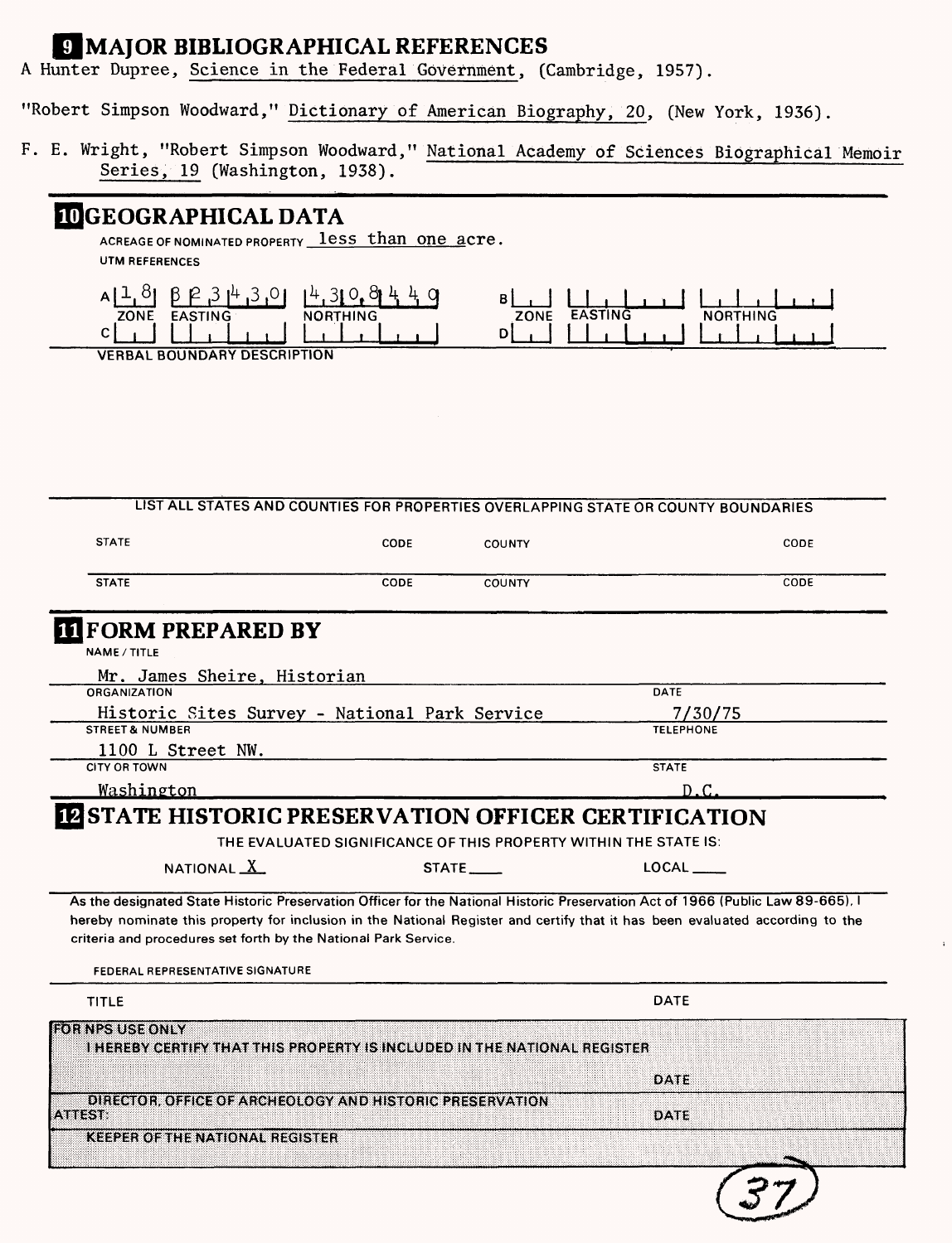## 9 MAJOR BIBLIOGRAPHICAL REFERENCES

A Hunter Dupree, Science in the Federal Government, (Cambridge, 1957).

"Robert Simpson Woodward," Dictionary of American Biography, 20, (New York, 1936).

F. E. Wright, "Robert Simpson Woodward," National Academy of Sciences Biographical Memoir Series, 19 (Washington, 1938).

## 10 GEOGRAPHICAL DATA

ACREAGE OF NOMINATED PROPERTY less than one acre.

UTM REFERENCES

| | ZONE | EASTING | NORTHING | | ZONE | EASTING | NORTHING |
|---|---|---|---|---|---|---|---|
| A | 18 | 323430 | 4308440 | B | | | |
| C | | | | D | | | |

VERBAL BOUNDARY DESCRIPTION

LIST ALL STATES AND COUNTIES FOR PROPERTIES OVERLAPPING STATE OR COUNTY BOUNDARIES

| STATE | CODE | COUNTY | CODE |
|---|---|---|---|
| STATE | CODE | COUNTY | CODE |

## 11 FORM PREPARED BY

NAME / TITLE

Mr. James Sheire, Historian

ORGANIZATION: Historic Sites Survey - National Park Service

DATE: 7/30/75

STREET & NUMBER: 1100 L Street NW.

TELEPHONE:

CITY OR TOWN: Washington

STATE: D.C.

## 12 STATE HISTORIC PRESERVATION OFFICER CERTIFICATION

THE EVALUATED SIGNIFICANCE OF THIS PROPERTY WITHIN THE STATE IS:

NATIONAL X STATE \_\_\_\_ LOCAL \_\_\_\_

As the designated State Historic Preservation Officer for the National Historic Preservation Act of 1966 (Public Law 89-665), I hereby nominate this property for inclusion in the National Register and certify that it has been evaluated according to the criteria and procedures set forth by the National Park Service.

FEDERAL REPRESENTATIVE SIGNATURE

TITLE DATE

FOR NPS USE ONLY

I HEREBY CERTIFY THAT THIS PROPERTY IS INCLUDED IN THE NATIONAL REGISTER

DATE

DIRECTOR, OFFICE OF ARCHEOLOGY AND HISTORIC PRESERVATION

ATTEST: DATE

KEEPER OF THE NATIONAL REGISTER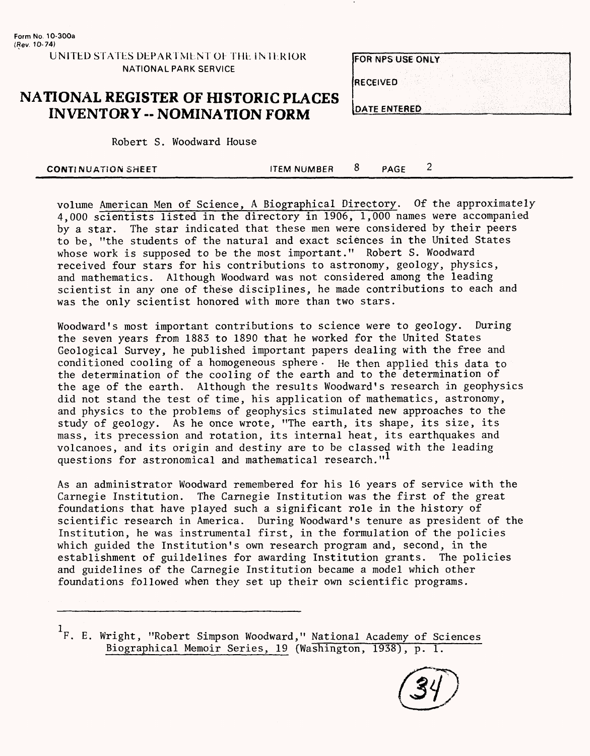volume American Men of Science, A Biographical Directory. Of the approximately 4,000 scientists listed in the directory in 1906, 1,000 names were accompanied by a star. The star indicated that these men were considered by their peers to be, "the students of the natural and exact sciences in the United States whose work is supposed to be the most important." Robert S. Woodward received four stars for his contributions to astronomy, geology, physics, and mathematics. Although Woodward was not considered among the leading scientist in any one of these disciplines, he made contributions to each and was the only scientist honored with more than two stars.

Woodward's most important contributions to science were to geology. During the seven years from 1883 to 1890 that he worked for the United States Geological Survey, he published important papers dealing with the free and conditioned cooling of a homogeneous sphere. He then applied this data to the determination of the cooling of the earth and to the determination of the age of the earth. Although the results Woodward's research in geophysics did not stand the test of time, his application of mathematics, astronomy, and physics to the problems of geophysics stimulated new approaches to the study of geology. As he once wrote, "The earth, its shape, its size, its mass, its precession and rotation, its internal heat, its earthquakes and volcanoes, and its origin and destiny are to be classed with the leading questions for astronomical and mathematical research."[1]

As an administrator Woodward remembered for his 16 years of service with the Carnegie Institution. The Carnegie Institution was the first of the great foundations that have played such a significant role in the history of scientific research in America. During Woodward's tenure as president of the Institution, he was instrumental first, in the formulation of the policies which guided the Institution's own research program and, second, in the establishment of guildelines for awarding Institution grants. The policies and guidelines of the Carnegie Institution became a model which other foundations followed when they set up their own scientific programs.

---

[1] F. E. Wright, "Robert Simpson Woodward," National Academy of Sciences Biographical Memoir Series, 19 (Washington, 1938), p. 1.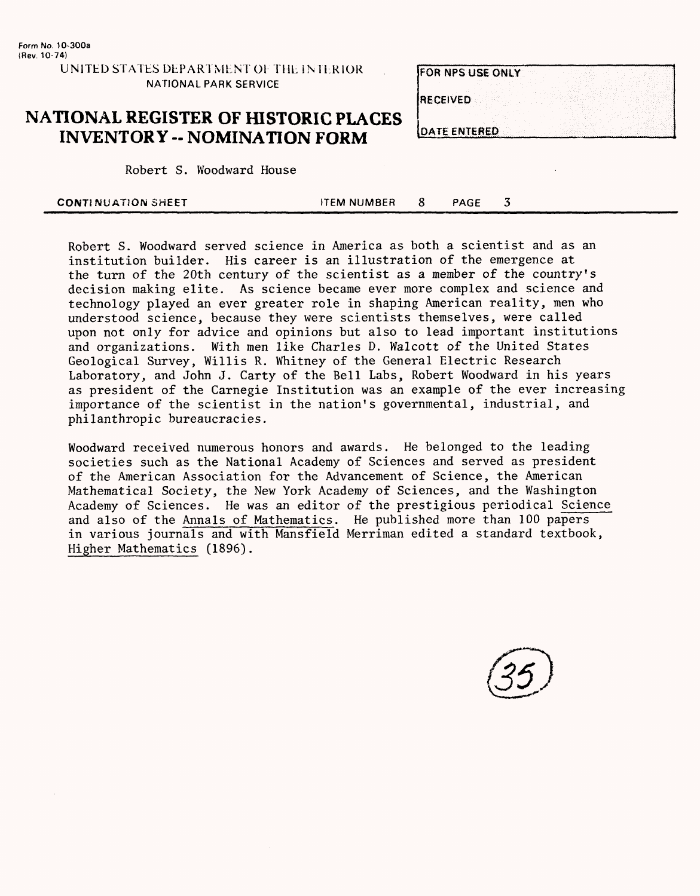Robert S. Woodward House

CONTINUATION SHEET ITEM NUMBER 8 PAGE 3

Robert S. Woodward served science in America as both a scientist and as an institution builder. His career is an illustration of the emergence at the turn of the 20th century of the scientist as a member of the country's decision making elite. As science became ever more complex and science and technology played an ever greater role in shaping American reality, men who understood science, because they were scientists themselves, were called upon not only for advice and opinions but also to lead important institutions and organizations. With men like Charles D. Walcott of the United States Geological Survey, Willis R. Whitney of the General Electric Research Laboratory, and John J. Carty of the Bell Labs, Robert Woodward in his years as president of the Carnegie Institution was an example of the ever increasing importance of the scientist in the nation's governmental, industrial, and philanthropic bureaucracies.

Woodward received numerous honors and awards. He belonged to the leading societies such as the National Academy of Sciences and served as president of the American Association for the Advancement of Science, the American Mathematical Society, the New York Academy of Sciences, and the Washington Academy of Sciences. He was an editor of the prestigious periodical Science and also of the Annals of Mathematics. He published more than 100 papers in various journals and with Mansfield Merriman edited a standard textbook, Higher Mathematics (1896).